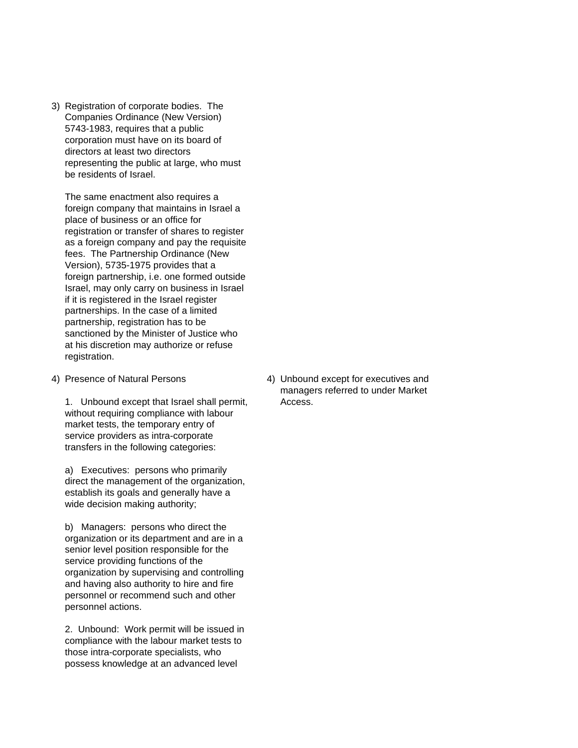3) Registration of corporate bodies. The Companies Ordinance (New Version) 5743-1983, requires that a public corporation must have on its board of directors at least two directors representing the public at large, who must be residents of Israel.

   The same enactment also requires a foreign company that maintains in Israel a place of business or an office for registration or transfer of shares to register as a foreign company and pay the requisite fees. The Partnership Ordinance (New Version), 5735-1975 provides that a foreign partnership, i.e. one formed outside Israel, may only carry on business in Israel if it is registered in the Israel register partnerships. In the case of a limited partnership, registration has to be sanctioned by the Minister of Justice who at his discretion may authorize or refuse registration.

4) Presence of Natural Persons

   1. Unbound except that Israel shall permit, without requiring compliance with labour market tests, the temporary entry of service providers as intra-corporate transfers in the following categories:

   a) Executives: persons who primarily direct the management of the organization, establish its goals and generally have a wide decision making authority;

   b) Managers: persons who direct the organization or its department and are in a senior level position responsible for the service providing functions of the organization by supervising and controlling and having also authority to hire and fire personnel or recommend such and other personnel actions.

   2. Unbound: Work permit will be issued in compliance with the labour market tests to those intra-corporate specialists, who possess knowledge at an advanced level

4) Unbound except for executives and managers referred to under Market Access.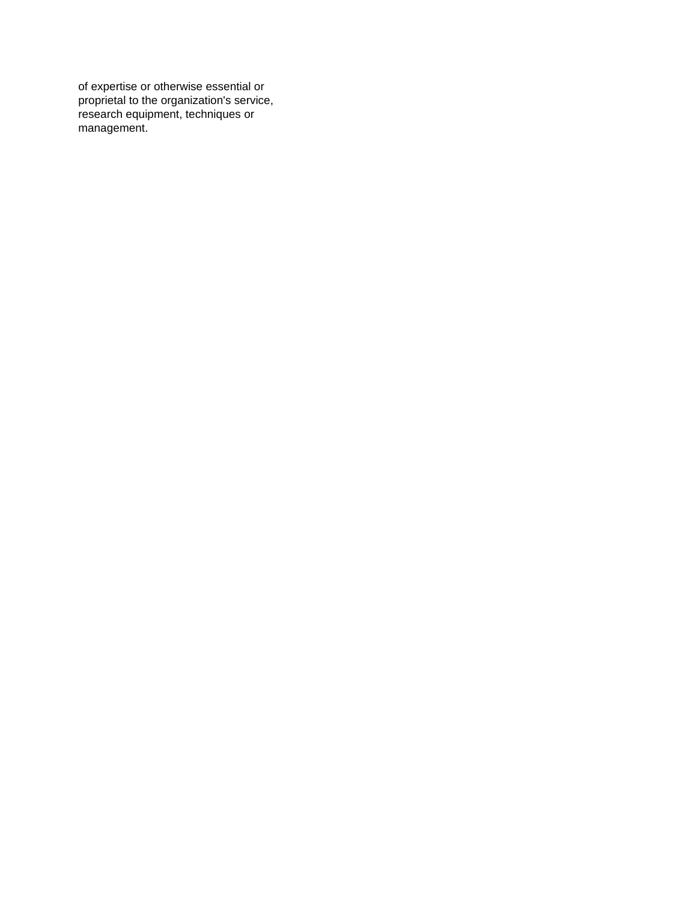of expertise or otherwise essential or proprietal to the organization's service, research equipment, techniques or management.